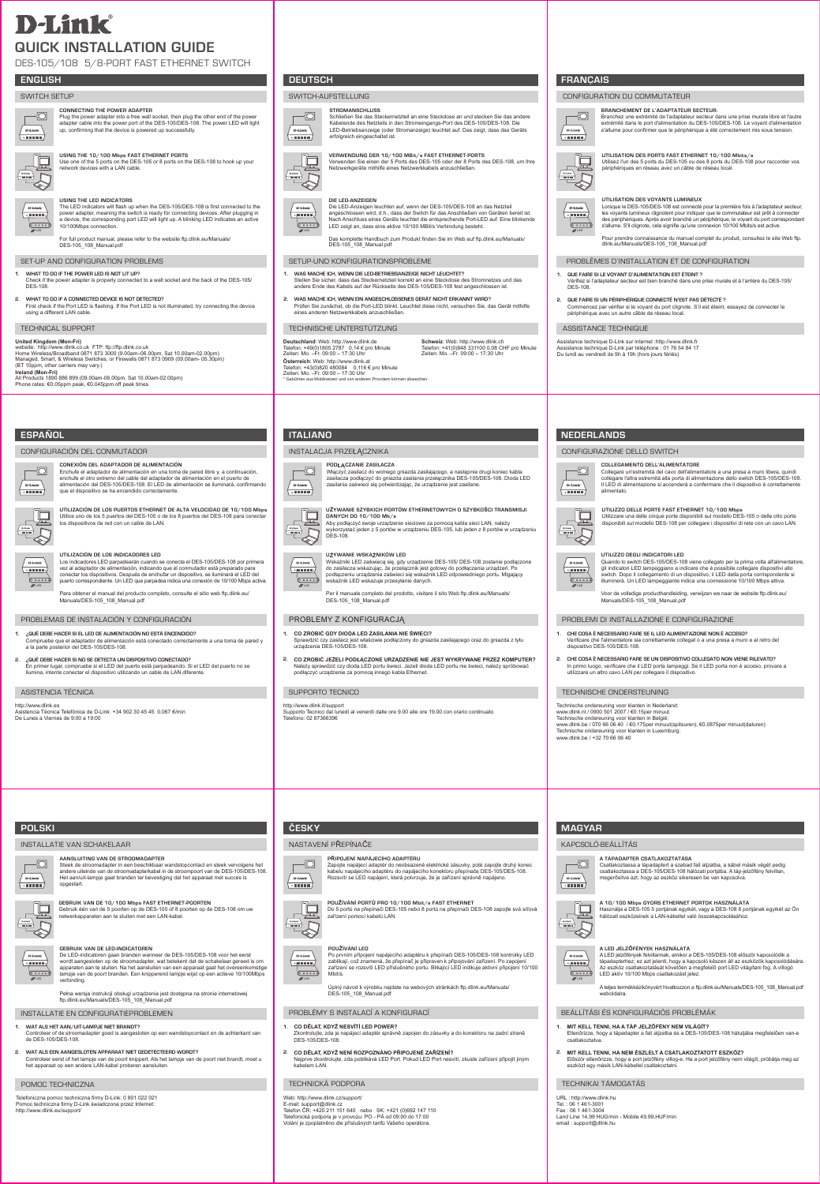# D-Link

# QUICK INSTALLATION GUIDE

DES-105/108 5/8-PORT FAST ETHERNET SWITCH

## ENGLISH

### SWITCH SETUP

**CONNECTING THE POWER ADAPTER**
Plug the power adapter into a free wall socket, then plug the other end of the power adapter cable into the power port of the DES-105/DES-108. The power LED will light up, confirming that the device is powered up successfully.

**USING THE 10/100 Mbps FAST ETHERNET PORTS**
Use one of the 5 ports on the DES-105 or 8 ports on the DES-108 to hook up your network devices with a LAN cable.

**USING THE LED INDICATORS**
The LED indicators will flash up when the DES-105/DES-108 is first connected to the power adapter, meaning the switch is ready for connecting devices. After plugging in a device, the corresponding port LED will light up. A blinking LED indicates an active 10/100Mbps connection.

For full product manual, please refer to the website ftp.dlink.eu/Manuals/DES-105_108_Manual.pdf

### SET-UP AND CONFIGURATION PROBLEMS

1. **WHAT TO DO IF THE POWER LED IS NOT LIT UP?**
Check if the power adapter is properly connected to a wall socket and the back of the DES-105/DES-108.

2. **WHAT TO DO IF A CONNECTED DEVICE IS NOT DETECTED?**
First check if the Port LED is flashing. If the Port LED is not illuminated, try connecting the device using a different LAN cable.

### TECHNICAL SUPPORT

**United Kingdom (Mon-Fri)**
website: http://www.dlink.co.uk FTP: ftp://ftp.dlink.co.uk
Home Wireless/Broadband 0871 873 3000 (9.00am–06.00pm, Sat 10.00am-02.00pm)
Managed, Smart, & Wireless Switches, or Firewalls 0871 873 0909 (09.00am- 05.30pm)
(BT 10ppm, other carriers may vary.)
**Ireland (Mon-Fri)**
All Products 1890 886 899 (09.00am-06.00pm, Sat 10.00am-02.00pm)
Phone rates: €0.05ppm peak, €0.045ppm off peak times

## DEUTSCH

### SWITCH-AUFSTELLUNG

**STROMANSCHLUSS**
Schließen Sie das Steckernetzteil an eine Steckdose an und stecken Sie das andere Kabelende des Netzteils in den Stromeingangs-Port des DES-105/DES-108. Die LED-Betriebsanzeige (oder Stromanzeige) leuchtet auf. Das zeigt, dass das Geräts erfolgreich eingeschaltet ist.

**VERWENDUNG DER 10/100 MBit/s FAST ETHERNET-PORTS**
Verwenden Sie einen der 5 Ports des DES-105 oder der 8 Ports des DES-108, um Ihre Netzwerkgeräte mithilfe eines Netzwerkkabels anzuschließen.

**DIE LED-ANZEIGEN**
Die LED-Anzeigen leuchten auf, wenn der DES-105/DES-108 an das Netzteil angeschlossen wird, d.h., dass der Switch für das Anschließen von Geräten bereit ist. Nach Anschluss eines Geräts leuchtet die entsprechende Port-LED auf. Eine blinkende LED zeigt an, dass eine aktive 10/100 MBit/s Verbindung besteht.

Das komplette Handbuch zum Produkt finden Sie im Web auf ftp.dlink.eu/Manuals/DES-105_108_Manual.pdf

### SETUP-UND KONFIGURATIONSPROBLEME

1. **WAS MACHE ICH, WENN DIE LED-BETRIEBSANZEIGE NICHT LEUCHTET?**
Stellen Sie sicher, dass das Steckernetzteil korrekt an eine Steckdose des Stromnetzes und das andere Ende des Kabels auf der Rückseite des DES-105/DES-108 fest angeschlossen ist.

2. **WAS MACHE ICH, WENN EIN ANGESCHLOSSENES GERÄT NICHT ERKANNT WIRD?**
Prüfen Sie zunächst, ob die Port-LED blinkt. Leuchtet diese nicht, versuchen Sie, das Gerät mithilfe eines anderen Netzwerkkabels anzuschließen.

### TECHNISCHE UNTERSTÜTZUNG

**Deutschland**: Web: http://www.dlink.de
Telefon: +49(0)1805 2787 0,14 € pro Minute
Zeiten: Mo. –Fr. 09:00 – 17:30 Uhr
**Österreich**: Web: http://www.dlink.at
Telefon: +43(0)820 480084 0,116 € pro Minute
Zeiten: Mo. –Fr. 09:00 – 17:30 Uhr
**Schweiz**: Web: http://www.dlink.ch
Telefon: +41(0)848 331100 0,08 CHF pro Minute
Zeiten: Mo. –Fr. 09:00 – 17:30 Uhr
* Gebühren aus Mobilnetzen und von anderen Providern können abweichen.

## FRANÇAIS

### CONFIGURATION DU COMMUTATEUR

**BRANCHEMENT DE L'ADAPTATEUR SECTEUR.**
Branchez une extrémité de l'adaptateur secteur dans une prise murale libre et l'autre extrémité dans le port d'alimentation du DES-105/DES-108. Le voyant d'alimentation s'allume pour confirmer que le périphérique a été correctement mis sous tension.

**UTILISATION DES PORTS FAST ETHERNET 10/100 Mbits/s**
Utilisez l'un des 5 ports du DES-105 ou des 8 ports du DES-108 pour raccorder vos périphériques en réseau avec un câble de réseau local.

**UTILISATION DES VOYANTS LUMINEUX**
Lorsque le DES-105/DES-108 est connecté pour la première fois à l'adaptateur secteur, les voyants lumineux clignotent pour indiquer que le commutateur est prêt à connecter des périphériques. Après avoir branché un périphérique, le voyant du port correspondant s'allume. S'il clignote, cela signifie qu'une connexion 10/100 Mbits/s est active.

Pour prendre connaissance du manuel complet du produit, consultez le site Web ftp.dlink.eu/Manuals/DES-105_108_Manual.pdf

### PROBLÈMES D'INSTALLATION ET DE CONFIGURATION

1. **QUE FAIRE SI LE VOYANT D'ALIMENTATION EST ÉTEINT ?**
Vérifiez si l'adaptateur secteur est bien branché dans une prise murale et à l'arrière du DES-105/DES-108.

2. **QUE FAIRE SI UN PÉRIPHÉRIQUE CONNECTÉ N'EST PAS DÉTECTÉ ?**
Commencez par vérifier si le voyant du port clignote. S'il est éteint, essayez de connecter le périphérique avec un autre câble de réseau local.

### ASSISTANCE TECHNIQUE

Assistance technique D-Link sur internet :http://www.dlink.fr
Assistance technique D-Link par téléphone : 01 76 54 84 17
Du lundi au vendredi de 9h à 19h (hors jours fériés)

## ESPAÑOL

### CONFIGURACIÓN DEL CONMUTADOR

**CONEXIÓN DEL ADAPTADOR DE ALIMENTACIÓN**
Enchufe el adaptador de alimentación en una toma de pared libre y, a continuación, enchufe el otro extremo del cable del adaptador de alimentación en el puerto de alimentación del DES-105/DES-108. El LED de alimentación se iluminará, confirmando que el dispositivo se ha encendido correctamente.

**UTILIZACIÓN DE LOS PUERTOS ETHERNET DE ALTA VELOCIDAD DE 10/100 Mbps**
Utilice uno de los 5 puertos del DES-105 o de los 8 puertos del DES-108 para conectar los dispositivos de red con un cable de LAN.

**UTILIZACIÓN DE LOS INDICADORES LED**
Los indicadores LED parpadearán cuando se conecta el DES-105/DES-108 por primera vez al adaptador de alimentación, indicando que el conmutador está preparado para conectar los dispositivos. Después de enchufar un dispositivo, se iluminará el LED del puerto correspondiente. Un LED que parpadea indica una conexión de 10/100 Mbps activa.

Para obtener el manual del producto completo, consulte el sitio web ftp.dlink.eu/Manuals/DES-105_108_Manual.pdf

### PROBLEMAS DE INSTALACIÓN Y CONFIGURACIÓN

1. **¿QUÉ DEBE HACER SI EL LED DE ALIMENTACIÓN NO ESTÁ ENCENDIDO?**
Compruebe que el adaptador de alimentación está conectado correctamente a una toma de pared y a la parte posterior del DES-105/DES-108.

2. **¿QUÉ DEBE HACER SI NO SE DETECTA UN DISPOSITIVO CONECTADO?**
En primer lugar, compruebe si el LED del puerto está parpadeando. Si el LED del puerto no se ilumina, intente conectar el dispositivo utilizando un cable de LAN diferente.

### ASISTENCIA TÉCNICA

http://www.dlink.es
Asistencia Técnica Telefónica de D-Link: +34 902 30 45 45 0,067 €/min
De Lunes a Viernes de 9:00 a 19:00

## ITALIANO

### INSTALACJA PRZEŁĄCZNIKA

**PODŁĄCZANIE ZASILACZA**
Włączyć zasilacz do wolnego gniazda zasilającego, a następnie drugi koniec kabla zasilacza podłączyć do gniazda zasilania przełącznika DES-105/DES-108. Dioda LED zasilania zaświeci się potwierdzając, że urządzenie jest zasilane.

**UŻYWANIE SZYBKICH PORTÓW ETHERNETOWYCH O SZYBKOŚCI TRANSMISJI DANYCH DO 10/100 Mb/s**
Aby podłączyć swoje urządzenie sieciowe za pomocą kabla sieci LAN, należy wykorzystać jeden z 5 portów w urządzeniu DES-105, lub jeden z 8 portów w urządzeniu DES-108.

**UŻYWANIE WSKAŹNIKÓW LED**
Wskaźniki LED zaświecą się, gdy urządzenie DES-105/ DES-108 zostanie podłączone do zasilacza wskazując, że przełącznik jest gotowy do podłączania urządzeń. Po podłączeniu urządzenia zaświeci się wskaźnik LED odpowiedniego portu. Migający wskaźnik LED wskazuje przesyłanie danych.

Per il manuale completo del prodotto, visitare il sito Web ftp.dlink.eu/Manuals/DES-105_108_Manual.pdf

### PROBLEMY Z KONFIGURACJĄ

1. **CO ZROBIĆ GDY DIODA LED ZASILANIA NIE ŚWIECI?**
Sprawdzić czy zasilacz jest właściwie podłączony do gniazda zasilającego oraz do gniazda z tyłu urządzenia DES-105/DES-108.

2. **CO ZROBIĆ JEŻELI PODŁĄCZONE URZĄDZENIE NIE JEST WYKRYWANE PRZEZ KOMPUTER?**
Należy sprawdzić czy dioda LED portu świeci. Jeżeli dioda LED portu nie świeci, należy spróbować podłączyć urządzenie za pomocą innego kabla Ethernet.

### SUPPORTO TECNICO

http://www.dlink.it/support
Supporto Tecnico dal lunedì al venerdì dalle ore 9.00 alle ore 19.00 con orario continuato
Telefono: 02 87366396

## NEDERLANDS

### CONFIGURAZIONE DELLO SWITCH

**COLLEGAMENTO DELL'ALIMENTATORE**
Collegare un'estremità del cavo dell'alimentatore a una presa a muro libera, quindi collegare l'altra estremità alla porta di alimentazione dello switch DES-105/DES-108. Il LED di alimentazione si accenderà a confermare che il dispositivo è correttamente alimentato.

**UTILIZZO DELLE PORTE FAST ETHERNET 10/100 Mbps**
Utilizzare una delle cinque porte disponibili sul modello DES-105 o delle otto porte disponibili sul modello DES-108 per collegare i dispositivi di rete con un cavo LAN.

**UTILIZZO DEGLI INDICATORI LED**
Quando lo switch DES-105/DES-108 viene collegato per la prima volta all'alimentatore, gli indicatori LED lampeggiano a indicare che è possibile collegare dispositivi allo switch. Dopo il collegamento di un dispositivo, il LED della porta corrispondente si illuminerà. Un LED lampeggiante indica una connessione 10/100 Mbps attiva.

Voor de volledige producthandleiding, verwijzen we naar de website ftp.dlink.eu/Manuals/DES-105_108_Manual.pdf

### PROBLEMI DI INSTALLAZIONE E CONFIGURAZIONE

1. **CHE COSA È NECESSARIO FARE SE IL LED ALIMENTAZIONE NON È ACCESO?**
Verificare che l'alimentatore sia correttamente collegato a una presa a muro e al retro del dispositivo DES-105/DES-108.

2. **CHE COSA È NECESSARIO FARE SE UN DISPOSITIVO COLLEGATO NON VIENE RILEVATO?**
In primo luogo, verificare che il LED porta lampeggi. Se il LED porta non è acceso, provare a utilizzare un altro cavo LAN per collegare il dispositivo.

### TECHNISCHE ONDERSTEUNING

Technische ondersteuning voor klanten in Nederland:
www.dlink.nl / 0900 501 2007 / €0.15per minuut.
Technische ondersteuning voor klanten in België:
www.dlink.be / 070 66 06 40 / €0.175per minuut(spitsuren), €0.0875per minuut(daluren)
Technische ondersteuning voor klanten in Luxemburg:
www.dlink.be / +32 70 66 06 40

## POLSKI

### INSTALLATIE VAN SCHAKELAAR

**AANSLUITING VAN DE STROOMADAPTER**
Steek de stroomadapter in een beschikbaar wandstopcontact en steek vervolgens het andere uiteinde van de stroomadapterkabel in de stroompoort van de DES-105/DES-108. Het aan/uit-lampje gaat branden ter bevestiging dat het apparaat met succes is opgestart.

**GEBRUIK VAN DE 10/100 Mbps FAST ETHERNET-POORTEN**
Gebruik één van de 5 poorten op de DES-105 of 8 poorten op de DES-108 om uw netwerkapparaten aan te sluiten met een LAN-kabel.

**GEBRUIK VAN DE LED-INDICATOREN**
De LED-indicatoren gaan branden wanneer de DES-105/DES-108 voor het eerst wordt aangesloten op de stroomadapter, wat betekent dat de schakelaar gereed is om apparaten aan te sluiten. Na het aansluiten van een apparaat gaat het overeenkomstige lampje van de poort branden. Een knipperend lampje wijst op een actieve 10/100Mbps verbinding.

Pełna wersja instrukcji obsługi urządzenia jest dostępna na stronie internetowej ftp.dlink.eu/Manuals/DES-105_108_Manual.pdf

### INSTALLATIE EN CONFIGURATIEPROBLEMEN

1. **WAT ALS HET AAN/UIT-LAMPJE NIET BRANDT?**
Controleer of de stroomadapter goed is aangesloten op een wandstopcontact en de achterkant van de DES-105/DES-108.

2. **WAT ALS EEN AANGESLOTEN APPARAAT NIET GEDETECTEERD WORDT?**
Controleer eerst of het lampje van de poort knippert. Als het lampje van de poort niet brandt, moet u het apparaat op een andere LAN-kabel proberen aansluiten.

### POMOC TECHNICZNA

Telefoniczna pomoc techniczna firmy D-Link: 0 801 022 021
Pomoc techniczna firmy D-Link świadczona przez Internet:
http://www.dlink.eu/support/

## ČESKY

### NASTAVENÍ PŘEPÍNAČE

**PŘIPOJENÍ NAPÁJECÍHO ADAPTÉRU**
Zapojte napájecí adaptér do neobsazené elektrické zásuvky, poté zapojte druhý konec kabelu napájecího adaptéru do napájecího konektoru přepínače DES-105/DES-108. Rozsvítí se LED napájení, která potvrzuje, že je zařízení správně napájeno.

**POUŽÍVÁNÍ PORTŮ PRO 10/100 Mbit/s FAST ETHERNET**
Do 5 portů na přepínači DES-105 nebo 8 portů na přepínači DES-108 zapojte svá síťová zařízení pomocí kabelů LAN.

**POUŽÍVÁNÍ LED**
Po prvním připojení napájecího adaptéru k přepínači DES-105/DES-108 kontrolky LED zablikají, což znamená, že přepínač je připraven k připojování zařízení. Po zapojení zařízení se rozsvítí LED příslušného portu. Blikající LED indikuje aktivní připojení 10/100 Mbit/s.

Úplný návod k výrobku najdete na webových stránkách ftp.dlink.eu/Manuals/DES-105_108_Manual.pdf

### PROBLÉMY S INSTALACÍ A KONFIGURACÍ

1. **CO DĚLAT, KDYŽ NESVÍTÍ LED POWER?**
Zkontrolujte, zda je napájecí adaptér správně zapojen do zásuvky a do konektoru na zadní straně DES-105/DES-108.

2. **CO DĚLAT, KDYŽ NENÍ ROZPOZNÁNO PŘIPOJENÉ ZAŘÍZENÍ?**
Nejprve zkontrolujte, zda poblikává LED Port. Pokud LED Port nesvítí, zkuste zařízení připojit jiným kabelem LAN.

### TECHNICKÁ PODPORA

Web: http://www.dlink.cz/support/
E-mail: support@dlink.cz
Telefon ČR: +420 211 151 640 nebo SK: +421 (0)692 147 110
Telefonická podpora je v provozu: PO - PÁ od 09:00 do 17:00
Volání je zpoplatněno dle příslušných tarifů Vašeho operátora.

## MAGYAR

### KAPCSOLÓ-BEÁLLÍTÁS

**A TÁPADAPTER CSATLAKOZTATÁSA**
Csatlakoztassa a tápadaptert a szabad fali aljzatba, a kábel másik végét pedig csatlakoztassa a DES-105/DES-108 hálózati portjába. A táp-jelzőfény felvillan, megerősítve azt, hogy az eszköz sikeresen be van kapcsolva.

**A 10/100 Mbps GYORS ETHERNET PORTOK HASZNÁLATA**
Használja a DES-105 5 portjának egyikét, vagy a DES-108 8 portjának egyikét az Ön hálózati eszközeinek a LAN-kábellel való összekapcsolásához.

**A LED JELZŐFÉNYEK HASZNÁLATA**
A LED jelzőfények felvillannak, amikor a DES-105/DES-108 először kapcsolódik a tápadapterhez: ez azt jelenti, hogy a kapcsoló készen áll az eszközök kapcsolódására. Az eszköz csatlakoztatását követően a megfelelő port LED világítani fog. A villogó LED aktív 10/100 Mbps csatlakozást jelez.

A teljes termékkézikönyvért hivatkozzon a ftp.dlink.eu/Manuals/DES-105_108_Manual.pdf weboldalra.

### BEÁLLÍTÁSI ÉS KONFIGURÁCIÓS PROBLÉMÁK

1. **MIT KELL TENNI, HA A TÁP JELZŐFÉNY NEM VILÁGÍT?**
Ellenőrizze, hogy a tápadapter a fali aljzatba és a DES-105/DES-108 hátuljába megfelelően van-e csatlakoztatva.

2. **MIT KELL TENNI, HA NEM ÉSZLELT A CSATLAKOZTATOTT ESZKÖZ?**
Először ellenőrizze, hogy a port jelzőfény villog-e. Ha a port jelzőfény nem világít, próbálja meg az eszközt egy másik LAN-kábellel csatlakoztatni.

### TECHNIKAI TÁMOGATÁS

URL : http://www.dlink.hu
Tel. : 06 1 461-3001
Fax : 06 1 461-3004
Land Line 14,99 HUG/min - Mobile 49.99,HUF/min
email : support@dlink.hu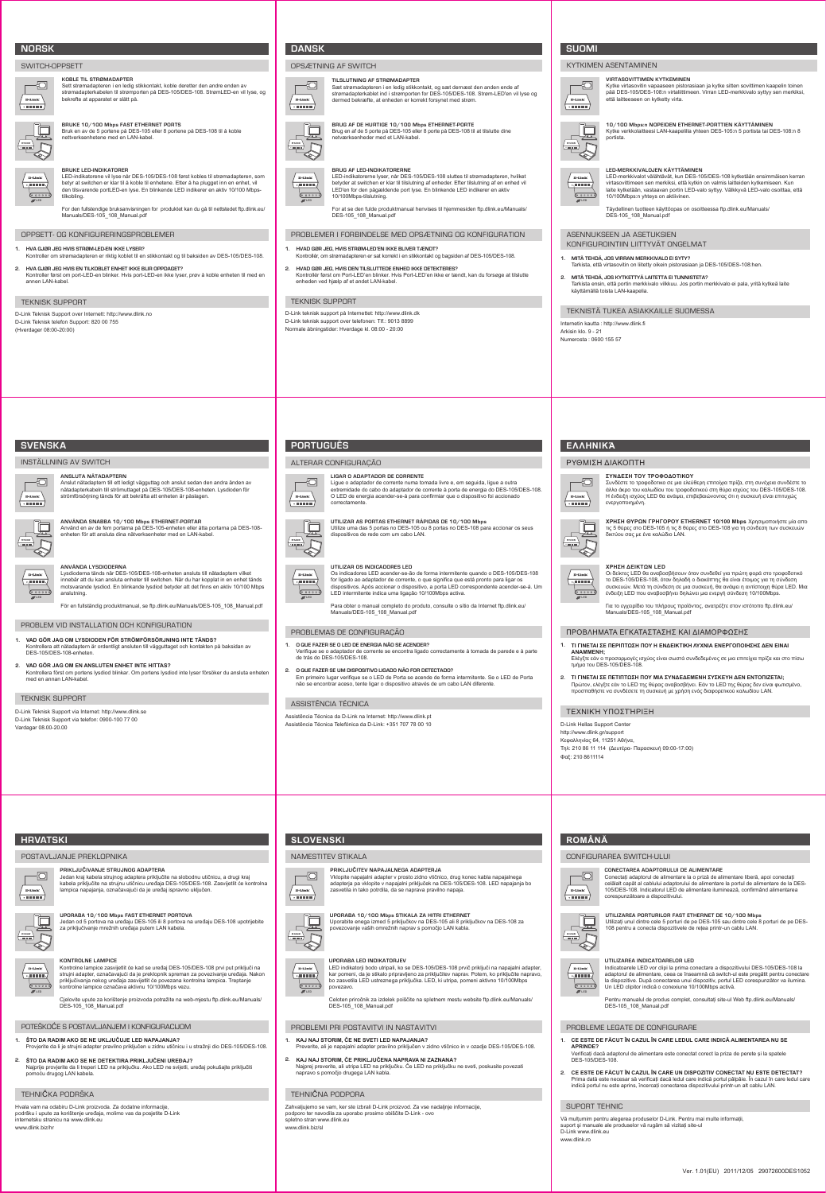# NORSK

## SWITCH-OPPSETT

**KOBLE TIL STRØMADAPTER**
Sett strømadapteren i en ledig stikkontakt, koble deretter den andre enden av strømadapterkabelen til strømporten på DES-105/DES-108. StrømLED-en vil lyse, og bekrefte at apparatet er slått på.

**BRUKE 10/100 Mbps FAST ETHERNET PORTS**
Bruk en av de 5 portene på DES-105 eller 8 portene på DES-108 til å koble nettverksenhetene med en LAN-kabel.

**BRUKE LED-INDIKATORER**
LED-indikatorene vil lyse når DES-105/DES-108 først kobles til strømadapteren, som betyr at switchen er klar til å koble til enhetene. Etter å ha plugget inn en enhet, vil den tilsvarende portLED-en lyse. En blinkende LED indikerer en aktiv 10/100 Mbps-tilkobling.

For den fullstendige bruksanvisningen for produktet kan du gå til nettstedet ftp.dlink.eu/Manuals/DES-105_108_Manual.pdf

## OPPSETT- OG KONFIGURERINGSPROBLEMER

1. **HVA GJØR JEG HVIS STRØM-LED-EN IKKE LYSER?**
Kontroller om strømadapteren er riktig koblet til en stikkontakt og til baksiden av DES-105/DES-108.

2. **HVA GJØR JEG HVIS EN TILKOBLET ENHET IKKE BLIR OPPDAGET?**
Kontroller først om port-LED-en blinker. Hvis port-LED-en ikke lyser, prøv å koble enheten til med en annen LAN-kabel.

## TEKNISK SUPPORT

D-Link Teknisk Support over Internett: http://www.dlink.no
D-Link Teknisk telefon Support: 820 00 755
(Hverdager 08:00-20:00)

# DANSK

## OPSÆTNING AF SWITCH

**TILSLUTNING AF STRØMADAPTER**
Sæt strømadapteren i en ledig stikkontakt, og sæt dernæst den anden ende af strømadapterkablet ind i strømporten for DES-105/DES-108. Strøm-LED'en vil lyse og dermed bekræfte, at enheden er korrekt forsynet med strøm.

**BRUG AF DE HURTIGE 10/100 Mbps ETHERNET-PORTE**
Brug en af de 5 porte på DES-105 eller 8 porte på DES-108 til at tilslutte dine netværksenheder med et LAN-kabel.

**BRUG AF LED-INDIKATORERNE**
LED-indikatorerne lyser, når DES-105/DES-108 sluttes til strømadapteren, hvilket betyder at switchen er klar til tilslutning af enheder. Efter tilslutning af en enhed vil LED'en for den pågældende port lyse. En blinkende LED angiver en aktiv 10/100Mbps-tilslutning.

For at se den fulde produktmanual henvises til hjemmesiden ftp.dlink.eu/Manuals/DES-105_108_Manual.pdf

## PROBLEMER I FORBINDELSE MED OPSÆTNING OG KONFIGURATION

1. **HVAD GØR JEG, HVIS STRØM-LED'EN IKKE BLIVER TÆNDT?**
Kontrollér, om strømadapteren er sat korrekt i en stikkontakt og bagsiden af DES-105/DES-108.

2. **HVAD GØR JEG, HVIS DEN TILSLUTTEDE ENHED IKKE DETEKTERES?**
Kontrollér først om Port-LED'en blinker. Hvis Port-LED'en ikke er tændt, kan du forsøge at tilslutte enheden ved hjælp af et andet LAN-kabel.

## TEKNISK SUPPORT

D-Link teknisk support på Internettet: http://www.dlink.dk
D-Link teknisk support over telefonen: Tlf.: 9013 8899
Normale åbningstider: Hverdage kl. 08:00 - 20:00

# SUOMI

## KYTKIMEN ASENTAMINEN

**VIRTASOVITTIMEN KYTKEMINEN**
Kytke virtasovitin vapaaseen pistorasiaan ja kytke sitten sovittimen kaapelin toinen pää DES-105/DES-108:n virtaliittimeen. Virran LED-merkkivalo syttyy sen merkiksi, että laitteeseen on kytketty virta.

**10/100 Mbps:n NOPEIDEN ETHERNET-PORTTIEN KÄYTTÄMINEN**
Kytke verkkolaitteesi LAN-kaapelilla yhteen DES-105:n 5 portista tai DES-108:n 8 portista.

**LED-MERKKIVALOJEN KÄYTTÄMINEN**
LED-merkkivalot välähtävät, kun DES-105/DES-108 kytketään ensimmäisen kerran virtasovittimeen sen merkiksi, että kytkin on valmis laitteiden kytkemiseen. Kun laite kytketään, vastaavan portin LED-valo syttyy. Välkkyvä LED-valo osoittaa, että 10/100Mbps:n yhteys on aktiivinen.

Täydellinen tuotteen käyttöopas on osoitteessa ftp.dlink.eu/Manuals/DES-105_108_Manual.pdf

## ASENNUKSEEN JA ASETUKSIEN KONFIGUROINTIIN LIITTYVÄT ONGELMAT

1. **MITÄ TEHDÄ, JOS VIRRAN MERKKIVALO EI SYTY?**
Tarkista, että virtasovitin on liitetty oikein pistorasiaan ja DES-105/DES-108:hen.

2. **MITÄ TEHDÄ, JOS KYTKETTYÄ LAITETTA EI TUNNISTETA?**
Tarkista ensin, että portin merkkivalo välkkyy. Jos portin merkkivalo ei pala, yritä kytkeä laite käyttämällä toista LAN-kaapelia.

## TEKNISTÄ TUKEA ASIAKKAILLE SUOMESSA

Internetin kautta : http://www.dlink.fi
Arkisin klo. 9 - 21
Numerosta : 0600 155 57

# SVENSKA

## INSTÄLLNING AV SWITCH

**ANSLUTA NÄTADAPTERN**
Anslut nätadaptern till ett ledigt vägguttag och anslut sedan den andra änden av nätadapterkabeln till strömuttaget på DES-105/DES-108-enheten. Lysdioden för strömförsörjning tänds för att bekräfta att enheten är påslagen.

**ANVÄNDA SNABBA 10/100 Mbps ETHERNET-PORTAR**
Använd en av de fem portarna på DES-105-enheten eller åtta portarna på DES-108-enheten för att ansluta dina nätverksenheter med en LAN-kabel.

**ANVÄNDA LYSDIODERNA**
Lysdioderna tänds när DES-105/DES-108-enheten ansluts till nätadaptern vilket innebär att du kan ansluta enheter till switchen. När du har kopplat in en enhet tänds motsvarande lysdiod. En blinkande lysdiod betyder att det finns en aktiv 10/100 Mbps anslutning.

För en fullständig produktmanual, se ftp.dlink.eu/Manuals/DES-105_108_Manual.pdf

## PROBLEM VID INSTALLATION OCH KONFIGURATION

1. **VAD GÖR JAG OM LYSDIODEN FÖR STRÖMFÖRSÖRJNING INTE TÄNDS?**
Kontrollera att nätadaptern är ordentligt ansluten till vägguttaget och kontakten på baksidan av DES-105/DES-108-enheten.

2. **VAD GÖR JAG OM EN ANSLUTEN ENHET INTE HITTAS?**
Kontrollera först om portens lysdiod blinkar. Om portens lysdiod inte lyser försöker du ansluta enheten med en annan LAN-kabel.

## TEKNISK SUPPORT

D-Link Teknisk Support via Internet: http://www.dlink.se
D-Link Teknisk Support via telefon: 0900-100 77 00
Vardagar 08.00-20.00

# PORTUGUÊS

## ALTERAR CONFIGURAÇÃO

**LIGAR O ADAPTADOR DE CORRENTE**
Ligue o adaptador de corrente numa tomada livre e, em seguida, ligue a outra extremidade do cabo do adaptador de corrente à porta de energia do DES-105/DES-108. O LED de energia acender-se-á para confirmar que o dispositivo foi accionado correctamente.

**UTILIZAR AS PORTAS ETHERNET RÁPIDAS DE 10/100 Mbps**
Utilize uma das 5 portas no DES-105 ou 8 portas no DES-108 para accionar os seus dispositivos de rede com um cabo LAN.

**UTILIZAR OS INDICADORES LED**
Os indicadores LED acender-se-ão de forma intermitente quando o DES-105/DES-108 for ligado ao adaptador de corrente, o que significa que está pronto para ligar os dispositivos. Após accionar o dispositivo, a porta LED correspondente acender-se-á. Um LED intermitente indica uma ligação 10/100Mbps activa.

Para obter o manual completo do produto, consulte o sítio da Internet ftp.dlink.eu/Manuals/DES-105_108_Manual.pdf

## PROBLEMAS DE CONFIGURAÇÃO

1. **O QUE FAZER SE O LED DE ENERGIA NÃO SE ACENDER?**
Verifique se o adaptador de corrente se encontra ligado correctamente à tomada de parede e à parte de trás do DES-105/DES-108.

2. **O QUE FAZER SE UM DISPOSITIVO LIGADO NÃO FOR DETECTADO?**
Em primeiro lugar verifique se o LED de Porta se acende de forma intermitente. Se o LED de Porta não se encontrar aceso, tente ligar o dispositivo através de um cabo LAN diferente.

## ASSISTÊNCIA TÉCNICA

Assistência Técnica da D-Link na Internet: http://www.dlink.pt
Assistência Técnica Telefónica da D-Link: +351 707 78 00 10

# ΕΛΛΗΝΙΚΑ

## ΡΥΘΜΙΣΗ ΔΙΑΚΟΠΤΗ

**ΣΥΝΔΕΣΗ ΤΟΥ ΤΡΟΦΟΔΟΤΙΚΟΥ**
Συνδέστε το τροφοδοτικό σε μια ελεύθερη επιτοίχια πρίζα, στη συνέχεια συνδέστε το άλλο άκρο του καλωδίου του τροφοδοτικού στη θύρα ισχύος του DES-105/DES-108. Η ένδειξη ισχύος LED θα ανάψει, επιβεβαιώνοντας ότι η συσκευή είναι επιτυχώς ενεργοποιημένη.

**ΧΡΗΣΗ ΘΥΡΩΝ ΓΡΗΓΟΡΟΥ ETHERNET 10/100 Mbps** Χρησιμοποιήστε μία από τις 5 θύρες στο DES-105 ή τις 8 θύρες στο DES-108 για τη σύνδεση των συσκευών δικτύου σας με ένα καλώδιο LAN.

**ΧΡΗΣΗ ΔΕΙΚΤΩΝ LED**
Οι δείκτες LED θα αναβοσβήσουν όταν συνδεθεί για πρώτη φορά στο τροφοδοτικό το DES-105/DES-108, όταν δηλαδή ο διακόπτης θα είναι έτοιμος για τη σύνδεση συσκευών. Μετά τη σύνδεση σε μια συσκευή, θα ανάψει η αντίστοιχη θύρα LED. Μια ένδειξη LED που αναβοσβήνει δηλώνει μια ενεργή σύνδεση 10/100Mbps.

Για το εγχειρίδιο του πλήρους προϊόντος, ανατρέξτε στον ιστότοπο ftp.dlink.eu/Manuals/DES-105_108_Manual.pdf

## ΠΡΟΒΛΗΜΑΤΑ ΕΓΚΑΤΑΣΤΑΣΗΣ ΚΑΙ ΔΙΑΜΟΡΦΩΣΗΣ

1. **ΤΙ ΓΙΝΕΤΑΙ ΣΕ ΠΕΡΙΠΤΩΣΗ ΠΟΥ Η ΕΝΔΕΙΚΤΙΚΗ ΛΥΧΝΙΑ ΕΝΕΡΓΟΠΟΙΗΣΗΣ ΔΕΝ ΕΙΝΑΙ ΑΝΑΜΜΕΝΗ;**
Ελέγξτε εάν ο προσαρμογέας ισχύος είναι σωστά συνδεδεμένος σε μια επιτοίχια πρίζα και στο πίσω τμήμα του DES-105/DES-108.

2. **ΤΙ ΓΙΝΕΤΑΙ ΣΕ ΠΕΤΙΠΤΩΣΗ ΠΟΥ ΜΙΑ ΣΥΝΔΕΔΕΜΕΝΗ ΣΥΣΚΕΥΗ ΔΕΝ ΕΝΤΟΠΙΖΕΤΑΙ;**
Πρώτον, ελέγξτε εάν το LED της θύρας αναβοσβήνει. Εάν το LED της θύρας δεν είναι φωτισμένο, προσπαθήστε να συνδέσετε τη συσκευή με χρήση ενός διαφορετικού καλωδίου LAN.

## ΤΕΧΝΙΚΗ ΥΠΟΣΤΗΡΙΞΗ

D-Link Hellas Support Center
http://www.dlink.gr/support
Κεφαλληνίας 64, 11251 Αθήνα,
Τηλ: 210 86 11 114 (Δευτέρα- Παρασκευή 09:00-17:00)
Φαξ: 210 8611114

# HRVATSKI

## POSTAVLJANJE PREKLOPNIKA

**PRIKLJUČIVANJE STRUJNOG ADAPTERA**
Jedan kraj kabela strujnog adaptera priključite na slobodnu utičnicu, a drugi kraj kabela priključite na strujnu utičnicu uređaja DES-105/DES-108. Zasvijetlit će kontrolna lampica napajanja, označavajući da je uređaj ispravno uključen.

**UPORABA 10/100 Mbps FAST ETHERNET PORTOVA**
Jedan od 5 portova na uređaju DES-105 ili 8 portova na uređaju DES-108 upotrijebite za priključivanje mrežnih uređaja putem LAN kabela.

**KONTROLNE LAMPICE**
Kontrolne lampice zasvijetlit će kad se uređaj DES-105/DES-108 prvi put priključi na strujni adapter, označavajući da je preklopnik spreman za povezivanje uređaja. Nakon priključivanja nekog uređaja zasvijetlit će povezana kontrolna lampica. Treptanje kontrolne lampice označava aktivnu 10/100Mbps vezu.

Cjelovite upute za korištenje proizvoda potražite na web-mjestu ftp.dlink.eu/Manuals/DES-105_108_Manual.pdf

## POTEŠKOĆE S POSTAVLJANJEM I KONFIGURACIJOM

1. **ŠTO DA RADIM AKO SE NE UKLJUČUJE LED NAPAJANJA?**
Provjerite da li je strujni adapter pravilno priključen u zidnu utičnicu i u stražnji dio DES-105/DES-108.

2. **ŠTO DA RADIM AKO SE NE DETEKTIRA PRIKLJUČENI UREĐAJ?**
Najprije provjerite da li treperi LED na priključku. Ako LED ne svijetli, uređaj pokušajte priključiti pomoću drugog LAN kabela.

## TEHNIČKA PODRŠKA

Hvala vam na odabiru D-Link proizvoda. Za dodatne informacije, podršku i upute za korištenje uređaja, molimo vas da posjetite D-Link internetsku stranicu na www.dlink.eu
www.dlink.biz/hr

# SLOVENSKI

## NAMESTITEV STIKALA

**PRIKLJUČITEV NAPAJALNEGA ADAPTERJA**
Vklopite napajalni adapter v prosto zidno vtičnico, drug konec kabla napajalnega adapterja pa vklopite v napajalni priključek na DES-105/DES-108. LED napajanja bo zasvetila in tako potrdila, da se naprava pravilno napaja.

**UPORABA 10/100 Mbps STIKALA ZA HITRI ETHERNET**
Uporabite enega izmed 5 priključkov na DES-105 ali 8 priključkov na DES-108 za povezovanje vaših omrežnih naprav s pomočjo LAN kabla.

**UPORABA LED INDIKATORJEV**
LED indikatorji bodo utripali, ko se DES-105/DES-108 prvič priključi na napajalni adapter, kar pomeni, da je stikalo pripravljeno za priključitev naprav. Potem, ko priključite napravo, bo zasvetila LED ustreznega priključka. LED, ki utripa, pomeni aktivno 10/100Mbps povezavo.

Celoten priročnik za izdelek poiščite na spletnem mestu website ftp.dlink.eu/Manuals/DES-105_108_Manual.pdf

## PROBLEMI PRI POSTAVITVI IN NASTAVITVI

1. **KAJ NAJ STORIM, ČE NE SVETI LED NAPAJANJA?**
Preverite, ali je napajalni adapter pravilno priključen v zidno vtičnico in v ozadje DES-105/DES-108.

2. **KAJ NAJ STORIM, ČE PRIKLJUČENA NAPRAVA NI ZAZNANA?**
Najprej preverite, ali utripa LED na priključku. Če LED na priključku ne sveti, poskusite povezati napravo s pomočjo drugega LAN kabla.

## TEHNIČNA PODPORA

Zahvaljujemo se vam, ker ste izbrali D-Link proizvod. Za vse nadaljnje informacije, podporo ter navodila za uporabo prosimo obiščite D-Link - ovo spletno stran www.dlink.eu
www.dlink.biz/sl

# ROMÂNĂ

## CONFIGURAREA SWITCH-ULUI

**CONECTAREA ADAPTORULUI DE ALIMENTARE**
Conectaţi adaptorul de alimentare la o priză de alimentare liberă, apoi conectaţi celălalt capăt al cablului adaptorului de alimentare la portul de alimentare de la DES-105/DES-108. Indicatorul LED de alimentare iluminează, confirmând alimentarea corespunzătoare a dispozitivului.

**UTILIZAREA PORTURILOR FAST ETHERNET DE 10/100 Mbps**
Utilizaţi unul dintre cele 5 porturi de pe DES-105 sau dintre cele 8 porturi de pe DES-108 pentru a conecta dispozitivele de reţea printr-un cablu LAN.

**UTILIZAREA INDICATOARELOR LED**
Indicatoarele LED vor clipi la prima conectare a dispozitivului DES-105/DES-108 la adaptorul de alimentare, ceea ce înseamnă că switch-ul este pregătit pentru conectarea la dispozitive. După conectarea unui dispozitiv, portul LED corespunzător va ilumina. Un LED clipitor indică o conexiune 10/100Mbps activă.

Pentru manualul de produs complet, consultaţi site-ul Web ftp.dlink.eu/Manuals/DES-105_108_Manual.pdf

## PROBLEME LEGATE DE CONFIGURARE

1. **CE ESTE DE FĂCUT ÎN CAZUL ÎN CARE LEDUL CARE INDICĂ ALIMENTAREA NU SE APRINDE?**
Verificaţi dacă adaptorul de alimentare este conectat corect la priza de perete şi la spatele DES-105/DES-108.

2. **CE ESTE DE FĂCUT ÎN CAZUL ÎN CARE UN DISPOZITIV CONECTAT NU ESTE DETECTAT?**
Prima dată este necesar să verificaţi dacă ledul care indică portul pâlpâie. În cazul în care ledul care indică portul nu este aprins, încercaţi conectarea dispozitivului printr-un alt cablu LAN.

## SUPORT TEHNIC

Vă mulţumim pentru alegerea produselor D-Link. Pentru mai multe informaţii, suport şi manuale ale produselor vă rugăm să vizitaţi site-ul D-Link www.dlink.eu
www.dlink.ro

Ver. 1.01(EU) 2011/12/05 29072600DES1052